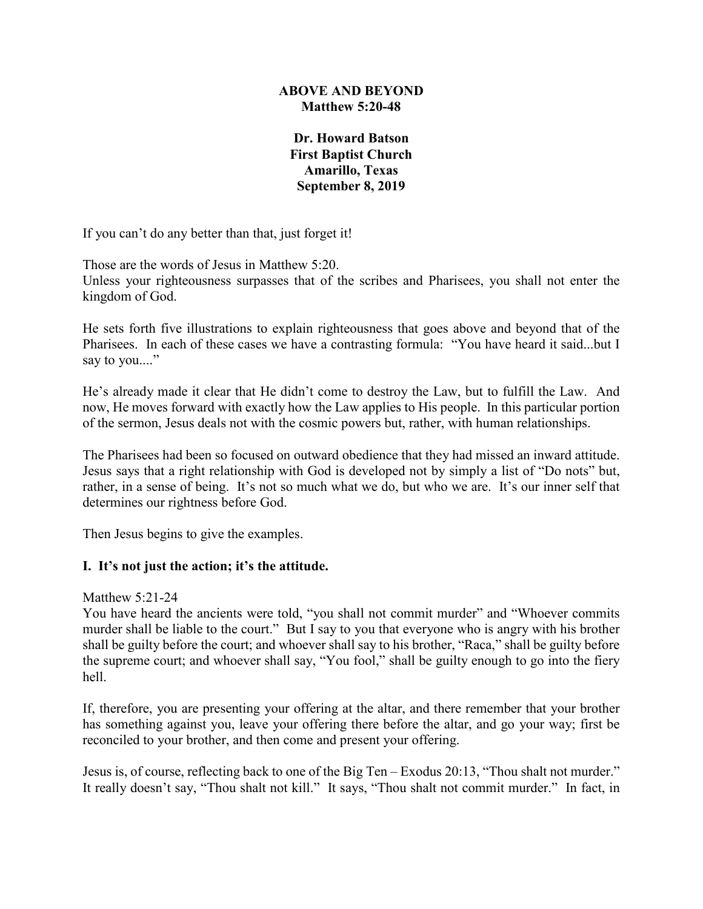# ABOVE AND BEYOND
## Matthew 5:20-48

**Dr. Howard Batson**
**First Baptist Church**
**Amarillo, Texas**
**September 8, 2019**

If you can't do any better than that, just forget it!

Those are the words of Jesus in Matthew 5:20.
Unless your righteousness surpasses that of the scribes and Pharisees, you shall not enter the kingdom of God.

He sets forth five illustrations to explain righteousness that goes above and beyond that of the Pharisees. In each of these cases we have a contrasting formula: "You have heard it said...but I say to you...."

He's already made it clear that He didn't come to destroy the Law, but to fulfill the Law. And now, He moves forward with exactly how the Law applies to His people. In this particular portion of the sermon, Jesus deals not with the cosmic powers but, rather, with human relationships.

The Pharisees had been so focused on outward obedience that they had missed an inward attitude. Jesus says that a right relationship with God is developed not by simply a list of "Do nots" but, rather, in a sense of being. It's not so much what we do, but who we are. It's our inner self that determines our rightness before God.

Then Jesus begins to give the examples.

### I. It's not just the action; it's the attitude.

Matthew 5:21-24
You have heard the ancients were told, "you shall not commit murder" and "Whoever commits murder shall be liable to the court." But I say to you that everyone who is angry with his brother shall be guilty before the court; and whoever shall say to his brother, "Raca," shall be guilty before the supreme court; and whoever shall say, "You fool," shall be guilty enough to go into the fiery hell.

If, therefore, you are presenting your offering at the altar, and there remember that your brother has something against you, leave your offering there before the altar, and go your way; first be reconciled to your brother, and then come and present your offering.

Jesus is, of course, reflecting back to one of the Big Ten – Exodus 20:13, "Thou shalt not murder." It really doesn't say, "Thou shalt not kill." It says, "Thou shalt not commit murder." In fact, in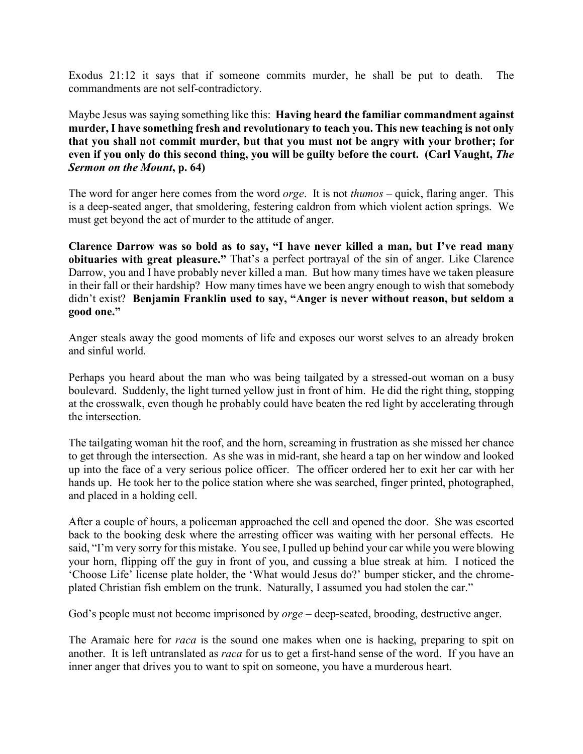Exodus 21:12 it says that if someone commits murder, he shall be put to death. The commandments are not self-contradictory.

Maybe Jesus was saying something like this: **Having heard the familiar commandment against murder, I have something fresh and revolutionary to teach you. This new teaching is not only that you shall not commit murder, but that you must not be angry with your brother; for even if you only do this second thing, you will be guilty before the court. (Carl Vaught, *The Sermon on the Mount*, p. 64)**

The word for anger here comes from the word *orge*. It is not *thumos* – quick, flaring anger. This is a deep-seated anger, that smoldering, festering caldron from which violent action springs. We must get beyond the act of murder to the attitude of anger.

**Clarence Darrow was so bold as to say, "I have never killed a man, but I've read many obituaries with great pleasure."** That's a perfect portrayal of the sin of anger. Like Clarence Darrow, you and I have probably never killed a man. But how many times have we taken pleasure in their fall or their hardship? How many times have we been angry enough to wish that somebody didn't exist? **Benjamin Franklin used to say, "Anger is never without reason, but seldom a good one."**

Anger steals away the good moments of life and exposes our worst selves to an already broken and sinful world.

Perhaps you heard about the man who was being tailgated by a stressed-out woman on a busy boulevard. Suddenly, the light turned yellow just in front of him. He did the right thing, stopping at the crosswalk, even though he probably could have beaten the red light by accelerating through the intersection.

The tailgating woman hit the roof, and the horn, screaming in frustration as she missed her chance to get through the intersection. As she was in mid-rant, she heard a tap on her window and looked up into the face of a very serious police officer. The officer ordered her to exit her car with her hands up. He took her to the police station where she was searched, finger printed, photographed, and placed in a holding cell.

After a couple of hours, a policeman approached the cell and opened the door. She was escorted back to the booking desk where the arresting officer was waiting with her personal effects. He said, "I'm very sorry for this mistake. You see, I pulled up behind your car while you were blowing your horn, flipping off the guy in front of you, and cussing a blue streak at him. I noticed the 'Choose Life' license plate holder, the 'What would Jesus do?' bumper sticker, and the chrome-plated Christian fish emblem on the trunk. Naturally, I assumed you had stolen the car."

God's people must not become imprisoned by *orge* – deep-seated, brooding, destructive anger.

The Aramaic here for *raca* is the sound one makes when one is hacking, preparing to spit on another. It is left untranslated as *raca* for us to get a first-hand sense of the word. If you have an inner anger that drives you to want to spit on someone, you have a murderous heart.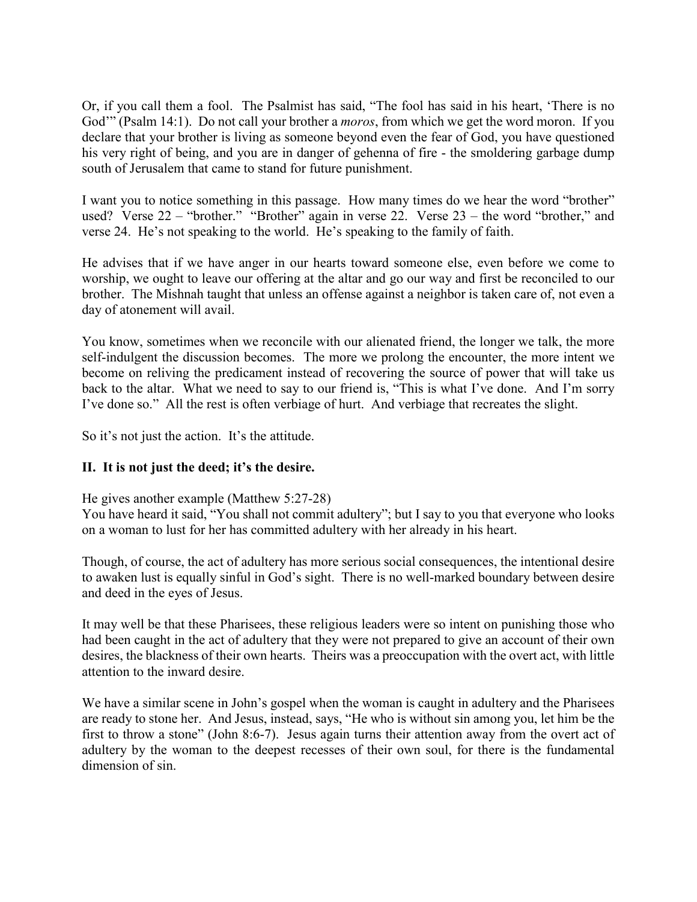Or, if you call them a fool. The Psalmist has said, "The fool has said in his heart, 'There is no God'" (Psalm 14:1). Do not call your brother a *moros*, from which we get the word moron. If you declare that your brother is living as someone beyond even the fear of God, you have questioned his very right of being, and you are in danger of gehenna of fire - the smoldering garbage dump south of Jerusalem that came to stand for future punishment.

I want you to notice something in this passage. How many times do we hear the word "brother" used? Verse 22 – "brother." "Brother" again in verse 22. Verse 23 – the word "brother," and verse 24. He's not speaking to the world. He's speaking to the family of faith.

He advises that if we have anger in our hearts toward someone else, even before we come to worship, we ought to leave our offering at the altar and go our way and first be reconciled to our brother. The Mishnah taught that unless an offense against a neighbor is taken care of, not even a day of atonement will avail.

You know, sometimes when we reconcile with our alienated friend, the longer we talk, the more self-indulgent the discussion becomes. The more we prolong the encounter, the more intent we become on reliving the predicament instead of recovering the source of power that will take us back to the altar. What we need to say to our friend is, "This is what I've done. And I'm sorry I've done so." All the rest is often verbiage of hurt. And verbiage that recreates the slight.

So it's not just the action. It's the attitude.

## II. It is not just the deed; it's the desire.

He gives another example (Matthew 5:27-28)
You have heard it said, "You shall not commit adultery"; but I say to you that everyone who looks on a woman to lust for her has committed adultery with her already in his heart.

Though, of course, the act of adultery has more serious social consequences, the intentional desire to awaken lust is equally sinful in God's sight. There is no well-marked boundary between desire and deed in the eyes of Jesus.

It may well be that these Pharisees, these religious leaders were so intent on punishing those who had been caught in the act of adultery that they were not prepared to give an account of their own desires, the blackness of their own hearts. Theirs was a preoccupation with the overt act, with little attention to the inward desire.

We have a similar scene in John's gospel when the woman is caught in adultery and the Pharisees are ready to stone her. And Jesus, instead, says, "He who is without sin among you, let him be the first to throw a stone" (John 8:6-7). Jesus again turns their attention away from the overt act of adultery by the woman to the deepest recesses of their own soul, for there is the fundamental dimension of sin.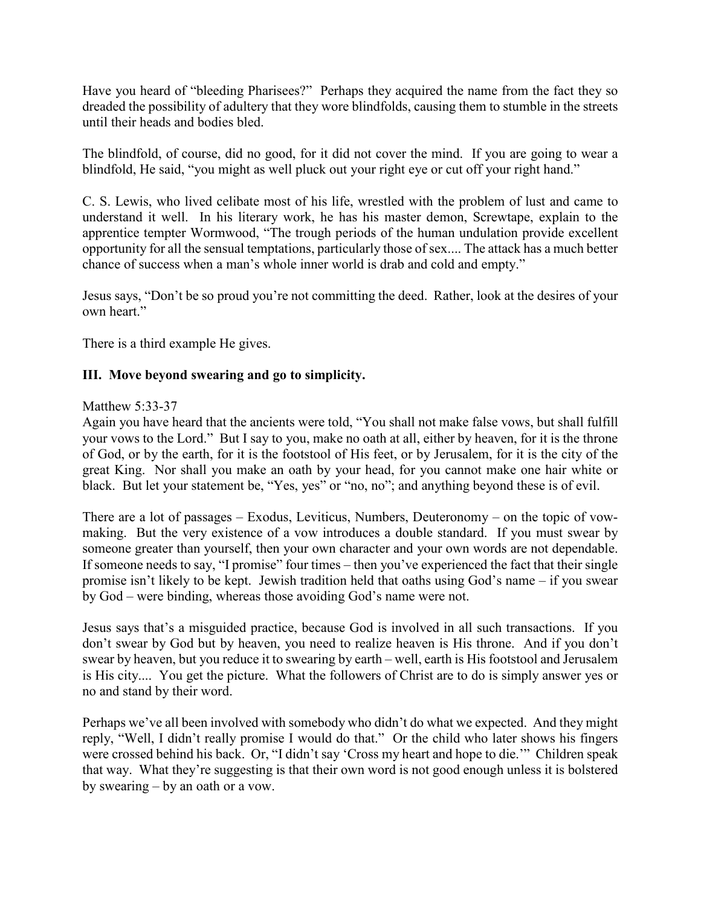Have you heard of "bleeding Pharisees?" Perhaps they acquired the name from the fact they so dreaded the possibility of adultery that they wore blindfolds, causing them to stumble in the streets until their heads and bodies bled.

The blindfold, of course, did no good, for it did not cover the mind. If you are going to wear a blindfold, He said, "you might as well pluck out your right eye or cut off your right hand."

C. S. Lewis, who lived celibate most of his life, wrestled with the problem of lust and came to understand it well. In his literary work, he has his master demon, Screwtape, explain to the apprentice tempter Wormwood, "The trough periods of the human undulation provide excellent opportunity for all the sensual temptations, particularly those of sex.... The attack has a much better chance of success when a man's whole inner world is drab and cold and empty."

Jesus says, "Don't be so proud you're not committing the deed. Rather, look at the desires of your own heart."

There is a third example He gives.

### III. Move beyond swearing and go to simplicity.

Matthew 5:33-37
Again you have heard that the ancients were told, "You shall not make false vows, but shall fulfill your vows to the Lord." But I say to you, make no oath at all, either by heaven, for it is the throne of God, or by the earth, for it is the footstool of His feet, or by Jerusalem, for it is the city of the great King. Nor shall you make an oath by your head, for you cannot make one hair white or black. But let your statement be, "Yes, yes" or "no, no"; and anything beyond these is of evil.

There are a lot of passages – Exodus, Leviticus, Numbers, Deuteronomy – on the topic of vow-making. But the very existence of a vow introduces a double standard. If you must swear by someone greater than yourself, then your own character and your own words are not dependable. If someone needs to say, "I promise" four times – then you've experienced the fact that their single promise isn't likely to be kept. Jewish tradition held that oaths using God's name – if you swear by God – were binding, whereas those avoiding God's name were not.

Jesus says that's a misguided practice, because God is involved in all such transactions. If you don't swear by God but by heaven, you need to realize heaven is His throne. And if you don't swear by heaven, but you reduce it to swearing by earth – well, earth is His footstool and Jerusalem is His city.... You get the picture. What the followers of Christ are to do is simply answer yes or no and stand by their word.

Perhaps we've all been involved with somebody who didn't do what we expected. And they might reply, "Well, I didn't really promise I would do that." Or the child who later shows his fingers were crossed behind his back. Or, "I didn't say 'Cross my heart and hope to die.'" Children speak that way. What they're suggesting is that their own word is not good enough unless it is bolstered by swearing – by an oath or a vow.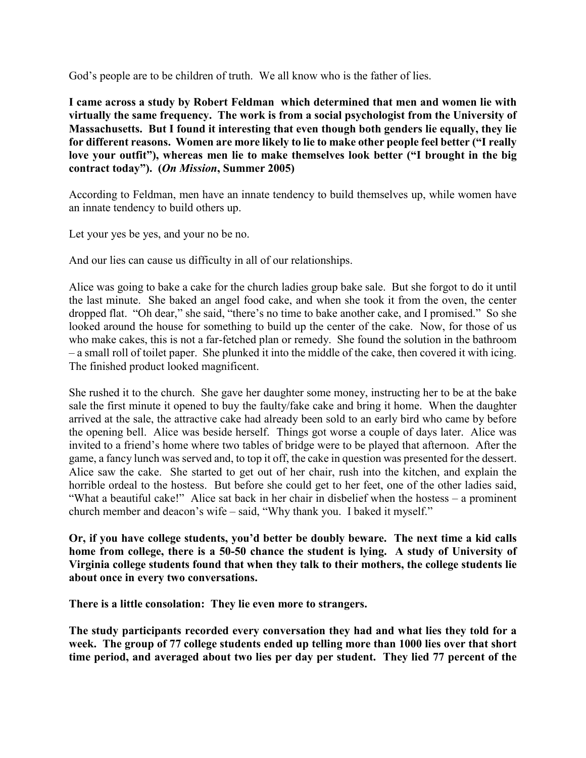God's people are to be children of truth. We all know who is the father of lies.

**I came across a study by Robert Feldman which determined that men and women lie with virtually the same frequency. The work is from a social psychologist from the University of Massachusetts. But I found it interesting that even though both genders lie equally, they lie for different reasons. Women are more likely to lie to make other people feel better ("I really love your outfit"), whereas men lie to make themselves look better ("I brought in the big contract today"). (*On Mission*, Summer 2005)**

According to Feldman, men have an innate tendency to build themselves up, while women have an innate tendency to build others up.

Let your yes be yes, and your no be no.

And our lies can cause us difficulty in all of our relationships.

Alice was going to bake a cake for the church ladies group bake sale. But she forgot to do it until the last minute. She baked an angel food cake, and when she took it from the oven, the center dropped flat. "Oh dear," she said, "there's no time to bake another cake, and I promised." So she looked around the house for something to build up the center of the cake. Now, for those of us who make cakes, this is not a far-fetched plan or remedy. She found the solution in the bathroom – a small roll of toilet paper. She plunked it into the middle of the cake, then covered it with icing. The finished product looked magnificent.

She rushed it to the church. She gave her daughter some money, instructing her to be at the bake sale the first minute it opened to buy the faulty/fake cake and bring it home. When the daughter arrived at the sale, the attractive cake had already been sold to an early bird who came by before the opening bell. Alice was beside herself. Things got worse a couple of days later. Alice was invited to a friend's home where two tables of bridge were to be played that afternoon. After the game, a fancy lunch was served and, to top it off, the cake in question was presented for the dessert. Alice saw the cake. She started to get out of her chair, rush into the kitchen, and explain the horrible ordeal to the hostess. But before she could get to her feet, one of the other ladies said, "What a beautiful cake!" Alice sat back in her chair in disbelief when the hostess – a prominent church member and deacon's wife – said, "Why thank you. I baked it myself."

**Or, if you have college students, you'd better be doubly beware. The next time a kid calls home from college, there is a 50-50 chance the student is lying. A study of University of Virginia college students found that when they talk to their mothers, the college students lie about once in every two conversations.**

**There is a little consolation: They lie even more to strangers.**

**The study participants recorded every conversation they had and what lies they told for a week. The group of 77 college students ended up telling more than 1000 lies over that short time period, and averaged about two lies per day per student. They lied 77 percent of the**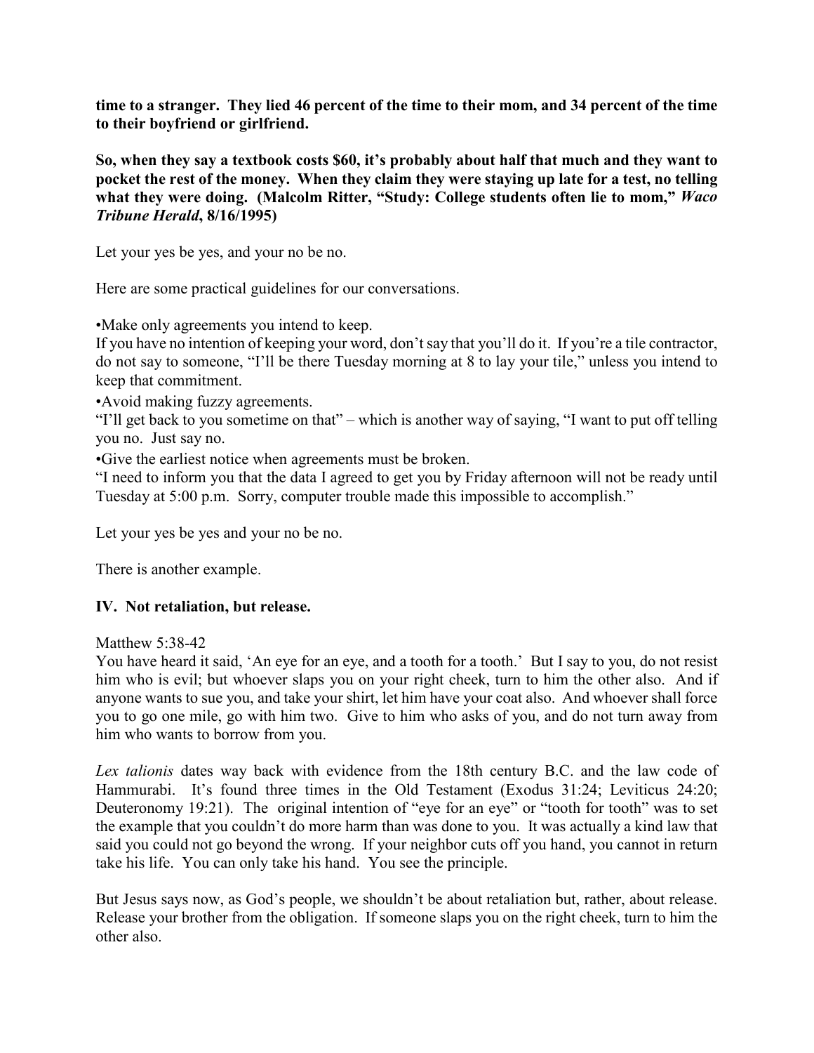**time to a stranger. They lied 46 percent of the time to their mom, and 34 percent of the time to their boyfriend or girlfriend.**

**So, when they say a textbook costs $60, it's probably about half that much and they want to pocket the rest of the money. When they claim they were staying up late for a test, no telling what they were doing. (Malcolm Ritter, "Study: College students often lie to mom,"** ***Waco Tribune Herald*****, 8/16/1995)**

Let your yes be yes, and your no be no.

Here are some practical guidelines for our conversations.

•Make only agreements you intend to keep.
If you have no intention of keeping your word, don't say that you'll do it. If you're a tile contractor, do not say to someone, "I'll be there Tuesday morning at 8 to lay your tile," unless you intend to keep that commitment.

•Avoid making fuzzy agreements.
"I'll get back to you sometime on that" – which is another way of saying, "I want to put off telling you no. Just say no.

•Give the earliest notice when agreements must be broken.
"I need to inform you that the data I agreed to get you by Friday afternoon will not be ready until Tuesday at 5:00 p.m. Sorry, computer trouble made this impossible to accomplish."

Let your yes be yes and your no be no.

There is another example.

**IV. Not retaliation, but release.**

Matthew 5:38-42
You have heard it said, 'An eye for an eye, and a tooth for a tooth.' But I say to you, do not resist him who is evil; but whoever slaps you on your right cheek, turn to him the other also. And if anyone wants to sue you, and take your shirt, let him have your coat also. And whoever shall force you to go one mile, go with him two. Give to him who asks of you, and do not turn away from him who wants to borrow from you.

*Lex talionis* dates way back with evidence from the 18th century B.C. and the law code of Hammurabi. It's found three times in the Old Testament (Exodus 31:24; Leviticus 24:20; Deuteronomy 19:21). The original intention of "eye for an eye" or "tooth for tooth" was to set the example that you couldn't do more harm than was done to you. It was actually a kind law that said you could not go beyond the wrong. If your neighbor cuts off you hand, you cannot in return take his life. You can only take his hand. You see the principle.

But Jesus says now, as God's people, we shouldn't be about retaliation but, rather, about release. Release your brother from the obligation. If someone slaps you on the right cheek, turn to him the other also.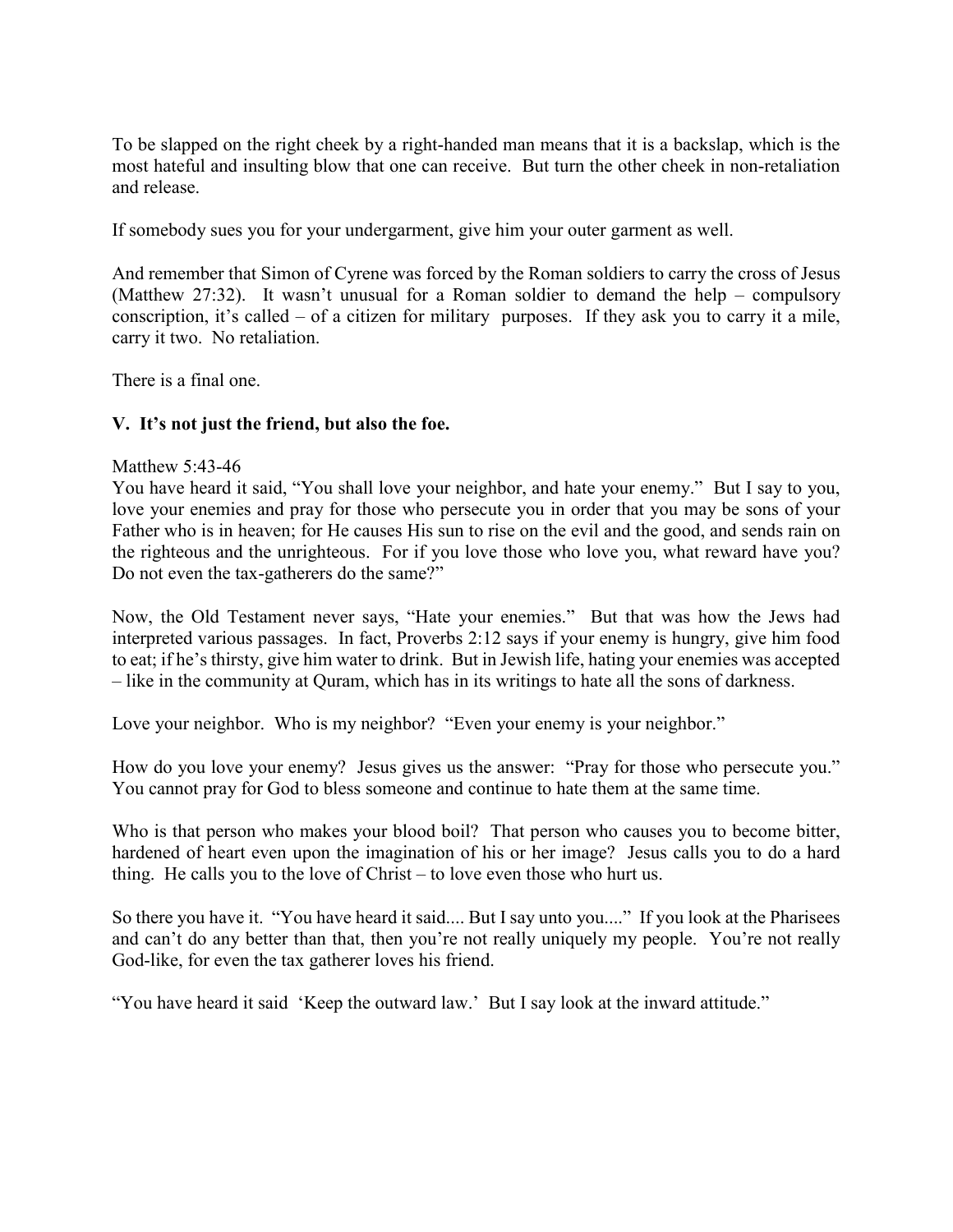To be slapped on the right cheek by a right-handed man means that it is a backslap, which is the most hateful and insulting blow that one can receive. But turn the other cheek in non-retaliation and release.

If somebody sues you for your undergarment, give him your outer garment as well.

And remember that Simon of Cyrene was forced by the Roman soldiers to carry the cross of Jesus (Matthew 27:32). It wasn't unusual for a Roman soldier to demand the help – compulsory conscription, it's called – of a citizen for military purposes. If they ask you to carry it a mile, carry it two. No retaliation.

There is a final one.

**V. It's not just the friend, but also the foe.**

Matthew 5:43-46
You have heard it said, "You shall love your neighbor, and hate your enemy." But I say to you, love your enemies and pray for those who persecute you in order that you may be sons of your Father who is in heaven; for He causes His sun to rise on the evil and the good, and sends rain on the righteous and the unrighteous. For if you love those who love you, what reward have you? Do not even the tax-gatherers do the same?"

Now, the Old Testament never says, "Hate your enemies." But that was how the Jews had interpreted various passages. In fact, Proverbs 2:12 says if your enemy is hungry, give him food to eat; if he's thirsty, give him water to drink. But in Jewish life, hating your enemies was accepted – like in the community at Quram, which has in its writings to hate all the sons of darkness.

Love your neighbor. Who is my neighbor? "Even your enemy is your neighbor."

How do you love your enemy? Jesus gives us the answer: "Pray for those who persecute you." You cannot pray for God to bless someone and continue to hate them at the same time.

Who is that person who makes your blood boil? That person who causes you to become bitter, hardened of heart even upon the imagination of his or her image? Jesus calls you to do a hard thing. He calls you to the love of Christ – to love even those who hurt us.

So there you have it. "You have heard it said.... But I say unto you...." If you look at the Pharisees and can't do any better than that, then you're not really uniquely my people. You're not really God-like, for even the tax gatherer loves his friend.

"You have heard it said 'Keep the outward law.' But I say look at the inward attitude."